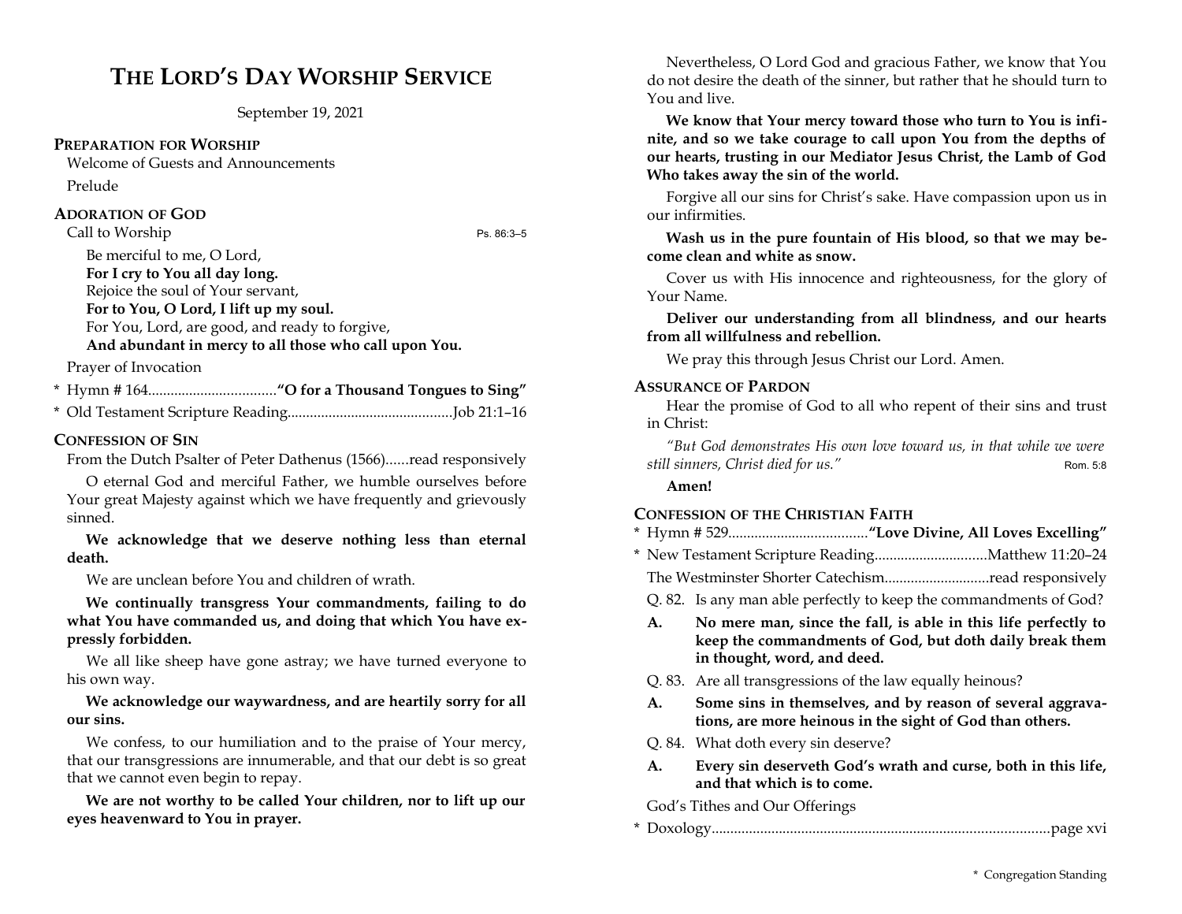# THE LORD'S DAY WORSHIP SERVICE

September 19, 2021

## PREPARATION FOR WORSHIP

Welcome of Guests and Announcements

Prelude

## ADORATION OF GOD

Call to Worship — Ps. 86:3–5

Be merciful to me, O Lord,
**For I cry to You all day long.**
Rejoice the soul of Your servant,
**For to You, O Lord, I lift up my soul.**
For You, Lord, are good, and ready to forgive,
**And abundant in mercy to all those who call upon You.**

Prayer of Invocation

\* Hymn # 164.................................**"O for a Thousand Tongues to Sing"**

\* Old Testament Scripture Reading...........................................Job 21:1–16

## CONFESSION OF SIN

From the Dutch Psalter of Peter Dathenus (1566)......read responsively

O eternal God and merciful Father, we humble ourselves before Your great Majesty against which we have frequently and grievously sinned.

**We acknowledge that we deserve nothing less than eternal death.**

We are unclean before You and children of wrath.

**We continually transgress Your commandments, failing to do what You have commanded us, and doing that which You have expressly forbidden.**

We all like sheep have gone astray; we have turned everyone to his own way.

**We acknowledge our waywardness, and are heartily sorry for all our sins.**

We confess, to our humiliation and to the praise of Your mercy, that our transgressions are innumerable, and that our debt is so great that we cannot even begin to repay.

**We are not worthy to be called Your children, nor to lift up our eyes heavenward to You in prayer.**

Nevertheless, O Lord God and gracious Father, we know that You do not desire the death of the sinner, but rather that he should turn to You and live.

**We know that Your mercy toward those who turn to You is infinite, and so we take courage to call upon You from the depths of our hearts, trusting in our Mediator Jesus Christ, the Lamb of God Who takes away the sin of the world.**

Forgive all our sins for Christ's sake. Have compassion upon us in our infirmities.

**Wash us in the pure fountain of His blood, so that we may become clean and white as snow.**

Cover us with His innocence and righteousness, for the glory of Your Name.

**Deliver our understanding from all blindness, and our hearts from all willfulness and rebellion.**

We pray this through Jesus Christ our Lord. Amen.

## ASSURANCE OF PARDON

Hear the promise of God to all who repent of their sins and trust in Christ:

*"But God demonstrates His own love toward us, in that while we were still sinners, Christ died for us."* — Rom. 5:8

**Amen!**

## CONFESSION OF THE CHRISTIAN FAITH

\* Hymn # 529....................................**"Love Divine, All Loves Excelling"**

\* New Testament Scripture Reading.............................Matthew 11:20–24

The Westminster Shorter Catechism...........................read responsively

Q. 82. Is any man able perfectly to keep the commandments of God?

**A. No mere man, since the fall, is able in this life perfectly to keep the commandments of God, but doth daily break them in thought, word, and deed.**

Q. 83. Are all transgressions of the law equally heinous?

**A. Some sins in themselves, and by reason of several aggravations, are more heinous in the sight of God than others.**

Q. 84. What doth every sin deserve?

**A. Every sin deserveth God's wrath and curse, both in this life, and that which is to come.**

God's Tithes and Our Offerings

\* Doxology.........................................................................................page xvi

\* Congregation Standing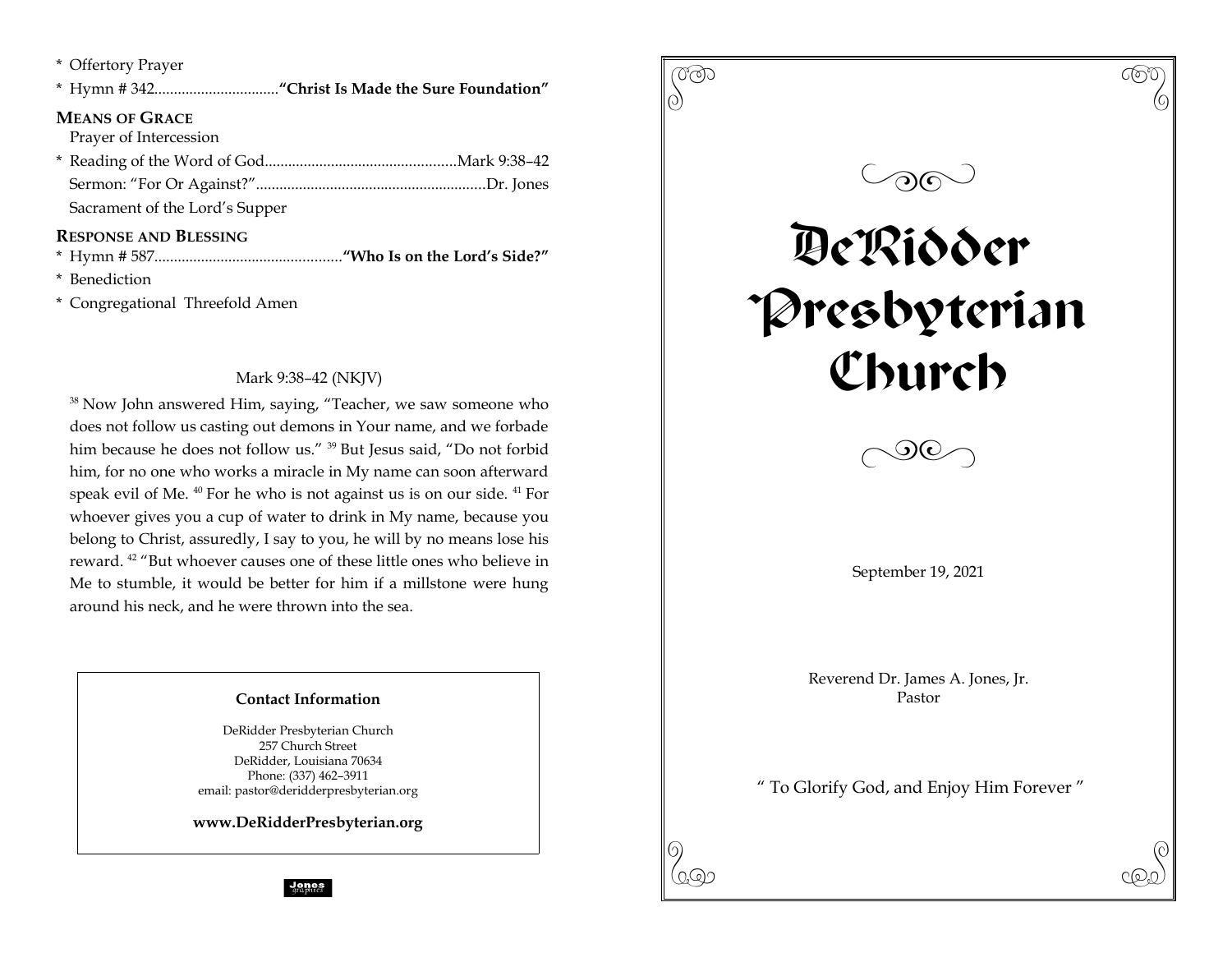\* Offertory Prayer

\* Hymn # 342................................**"Christ Is Made the Sure Foundation"**

**MEANS OF GRACE**

Prayer of Intercession

\* Reading of the Word of God.................................................Mark 9:38–42

Sermon: "For Or Against?"...........................................................Dr. Jones

Sacrament of the Lord's Supper

**RESPONSE AND BLESSING**

\* Hymn # 587................................................**"Who Is on the Lord's Side?"**

\* Benediction

\* Congregational Threefold Amen

Mark 9:38–42 (NKJV)

[38] Now John answered Him, saying, "Teacher, we saw someone who does not follow us casting out demons in Your name, and we forbade him because he does not follow us." [39] But Jesus said, "Do not forbid him, for no one who works a miracle in My name can soon afterward speak evil of Me. [40] For he who is not against us is on our side. [41] For whoever gives you a cup of water to drink in My name, because you belong to Christ, assuredly, I say to you, he will by no means lose his reward. [42] "But whoever causes one of these little ones who believe in Me to stumble, it would be better for him if a millstone were hung around his neck, and he were thrown into the sea.

**Contact Information**

DeRidder Presbyterian Church
257 Church Street
DeRidder, Louisiana 70634
Phone: (337) 462–3911
email: pastor@deridderpresbyterian.org

**www.DeRidderPresbyterian.org**

Jones graphics

# DeRidder Presbyterian Church

September 19, 2021

Reverend Dr. James A. Jones, Jr.
Pastor

" To Glorify God, and Enjoy Him Forever "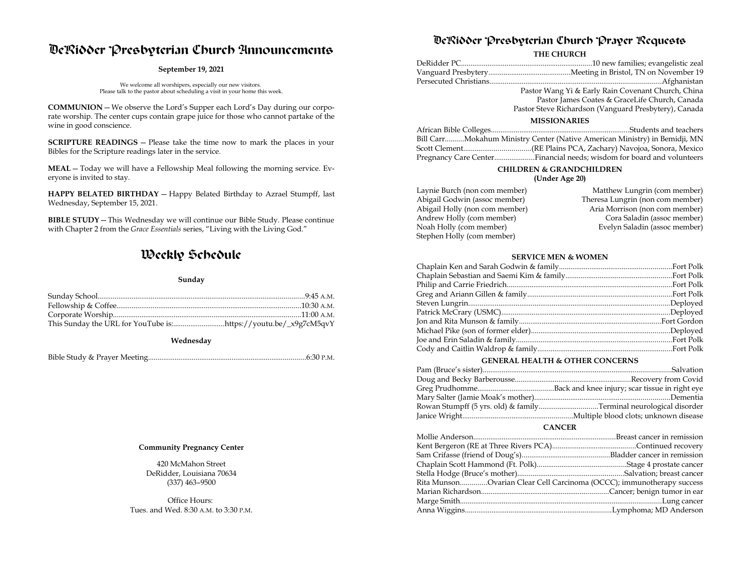# DeRidder Presbyterian Church Announcements

**September 19, 2021**

We welcome all worshipers, especially our new visitors.
Please talk to the pastor about scheduling a visit in your home this week.

**COMMUNION** — We observe the Lord's Supper each Lord's Day during our corporate worship. The center cups contain grape juice for those who cannot partake of the wine in good conscience.

**SCRIPTURE READINGS** — Please take the time now to mark the places in your Bibles for the Scripture readings later in the service.

**MEAL** — Today we will have a Fellowship Meal following the morning service. Everyone is invited to stay.

**HAPPY BELATED BIRTHDAY** — Happy Belated Birthday to Azrael Stumpff, last Wednesday, September 15, 2021.

**BIBLE STUDY** — This Wednesday we will continue our Bible Study. Please continue with Chapter 2 from the *Grace Essentials* series, "Living with the Living God."

# Weekly Schedule

**Sunday**

Sunday School............9:45 A.M.
Fellowship & Coffee............10:30 A.M.
Corporate Worship............11:00 A.M.
This Sunday the URL for YouTube is:............https://youtu.be/_x9g7cM5qvY

**Wednesday**

Bible Study & Prayer Meeting............6:30 P.M.

**Community Pregnancy Center**

420 McMahon Street
DeRidder, Louisiana 70634
(337) 463–9500

Office Hours:
Tues. and Wed. 8:30 A.M. to 3:30 P.M.

# DeRidder Presbyterian Church Prayer Requests

### THE CHURCH

DeRidder PC............10 new families; evangelistic zeal
Vanguard Presbytery............Meeting in Bristol, TN on November 19
Persecuted Christians............Afghanistan
Pastor Wang Yi & Early Rain Covenant Church, China
Pastor James Coates & GraceLife Church, Canada
Pastor Steve Richardson (Vanguard Presbytery), Canada

### MISSIONARIES

African Bible Colleges............Students and teachers
Bill Carr............Mokahum Ministry Center (Native American Ministry) in Bemidji, MN
Scott Clement............(RE Plains PCA, Zachary) Navojoa, Sonora, Mexico
Pregnancy Care Center............Financial needs; wisdom for board and volunteers

### CHILDREN & GRANDCHILDREN
**(Under Age 20)**

Laynie Burch (non com member)
Abigail Godwin (assoc member)
Abigail Holly (non com member)
Andrew Holly (com member)
Noah Holly (com member)
Stephen Holly (com member)
Matthew Lungrin (com member)
Theresa Lungrin (non com member)
Aria Morrison (non com member)
Cora Saladin (assoc member)
Evelyn Saladin (assoc member)

### SERVICE MEN & WOMEN

Chaplain Ken and Sarah Godwin & family............Fort Polk
Chaplain Sebastian and Saemi Kim & family............Fort Polk
Philip and Carrie Friedrich............Fort Polk
Greg and Ariann Gillen & family............Fort Polk
Steven Lungrin............Deployed
Patrick McCrary (USMC)............Deployed
Jon and Rita Munson & family............Fort Gordon
Michael Pike (son of former elder)............Deployed
Joe and Erin Saladin & family............Fort Polk
Cody and Caitlin Waldrop & family............Fort Polk

### GENERAL HEALTH & OTHER CONCERNS

Pam (Bruce's sister)............Salvation
Doug and Becky Barberousse............Recovery from Covid
Greg Prudhomme............Back and knee injury; scar tissue in right eye
Mary Salter (Jamie Moak's mother)............Dementia
Rowan Stumpff (5 yrs. old) & family............Terminal neurological disorder
Janice Wright............Multiple blood clots; unknown disease

### CANCER

Mollie Anderson............Breast cancer in remission
Kent Bergeron (RE at Three Rivers PCA)............Continued recovery
Sam Crifasse (friend of Doug's)............Bladder cancer in remission
Chaplain Scott Hammond (Ft. Polk)............Stage 4 prostate cancer
Stella Hodge (Bruce's mother)............Salvation; breast cancer
Rita Munson............Ovarian Clear Cell Carcinoma (OCCC); immunotherapy success
Marian Richardson............Cancer; benign tumor in ear
Marge Smith............Lung cancer
Anna Wiggins............Lymphoma; MD Anderson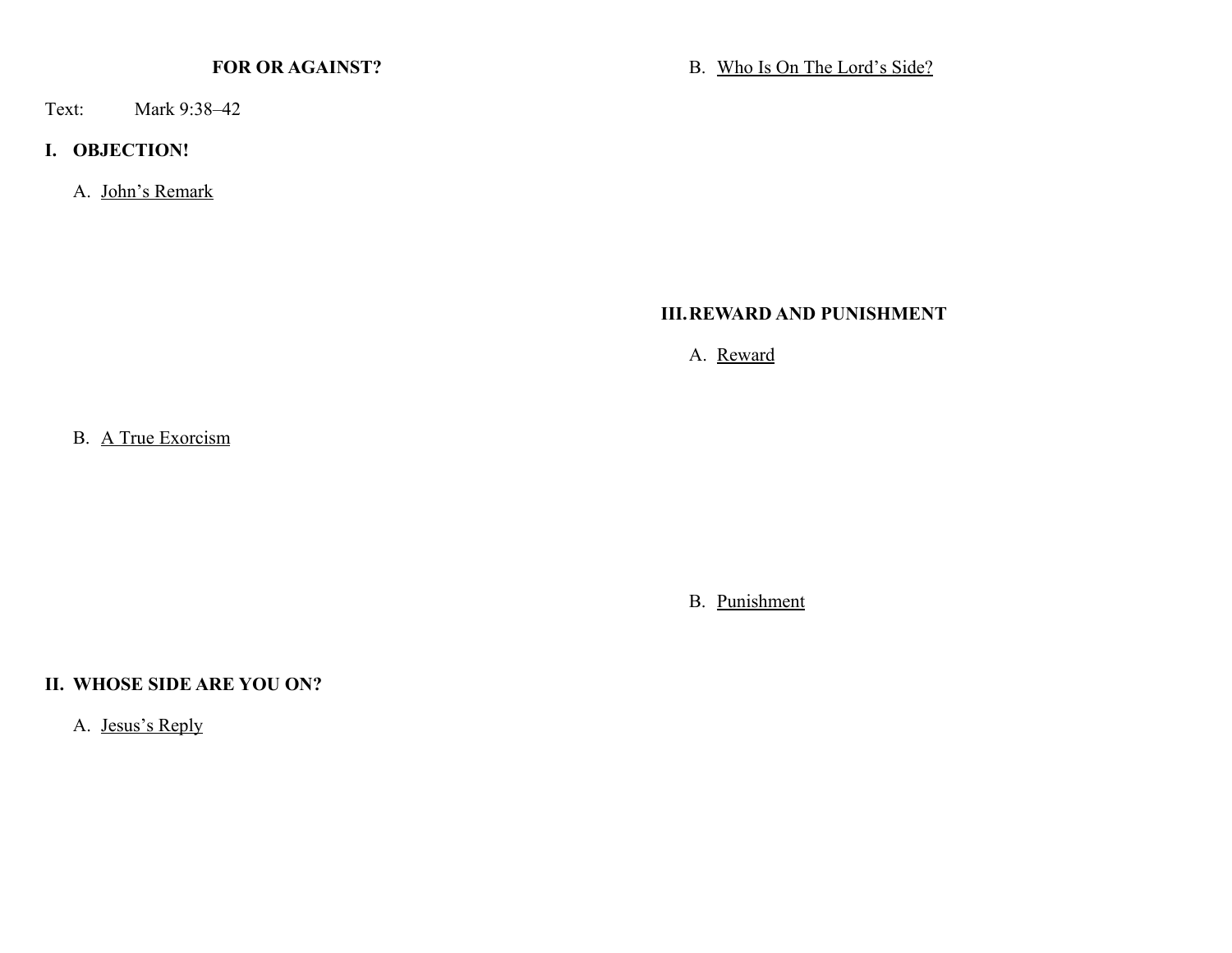# FOR OR AGAINST?

Text: Mark 9:38–42

## I. OBJECTION!

A. <u>John’s Remark</u>

B. <u>A True Exorcism</u>

## II. WHOSE SIDE ARE YOU ON?

A. <u>Jesus’s Reply</u>

B. <u>Who Is On The Lord’s Side?</u>

## III. REWARD AND PUNISHMENT

A. <u>Reward</u>

B. <u>Punishment</u>